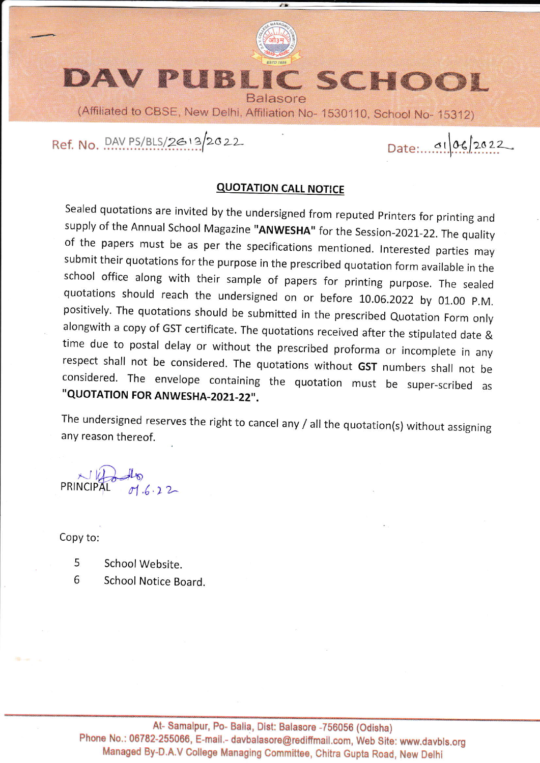# DAV PUBLIC SCHOOL

Balasore

(Affiliated to CBSE, New Delhi, Affiliation No- 1530110, School No- 15312)

Ref. No. DAV PS/BLS/2613/2022

Date: 01/06/2022

## QUOTATION CALL NOTICE

Sealed quotations are invited by the undersigned from reputed Printers for printing and supply of the Annual School Magazine **"ANWESHA"** for the Session-2021-22. The quality of the papers must be as per the specifications mentioned. Interested parties may submit their quotations for the purpose in the prescribed quotation form available in the school office along with their sample of papers for printing purpose. The sealed quotations should reach the undersigned on or before 10.06.2022 by 01.00 P.M. positively. The quotations should be submitted in the prescribed Quotation Form only alongwith a copy of GST certificate. The quotations received after the stipulated date & time due to postal delay or without the prescribed proforma or incomplete in any respect shall not be considered. The quotations without **GST** numbers shall not be considered. The envelope containing the quotation must be super-scribed as **"QUOTATION FOR ANWESHA-2021-22".**

The undersigned reserves the right to cancel any / all the quotation(s) without assigning any reason thereof.

PRINCIPAL 01.6.22

Copy to:

5 School Website.

6 School Notice Board.

At- Samalpur, Po- Balia, Dist: Balasore -756056 (Odisha)
Phone No.: 06782-255066, E-mail.- davbalasore@rediffmail.com, Web Site: www.davbls.org
Managed By-D.A.V College Managing Committee, Chitra Gupta Road, New Delhi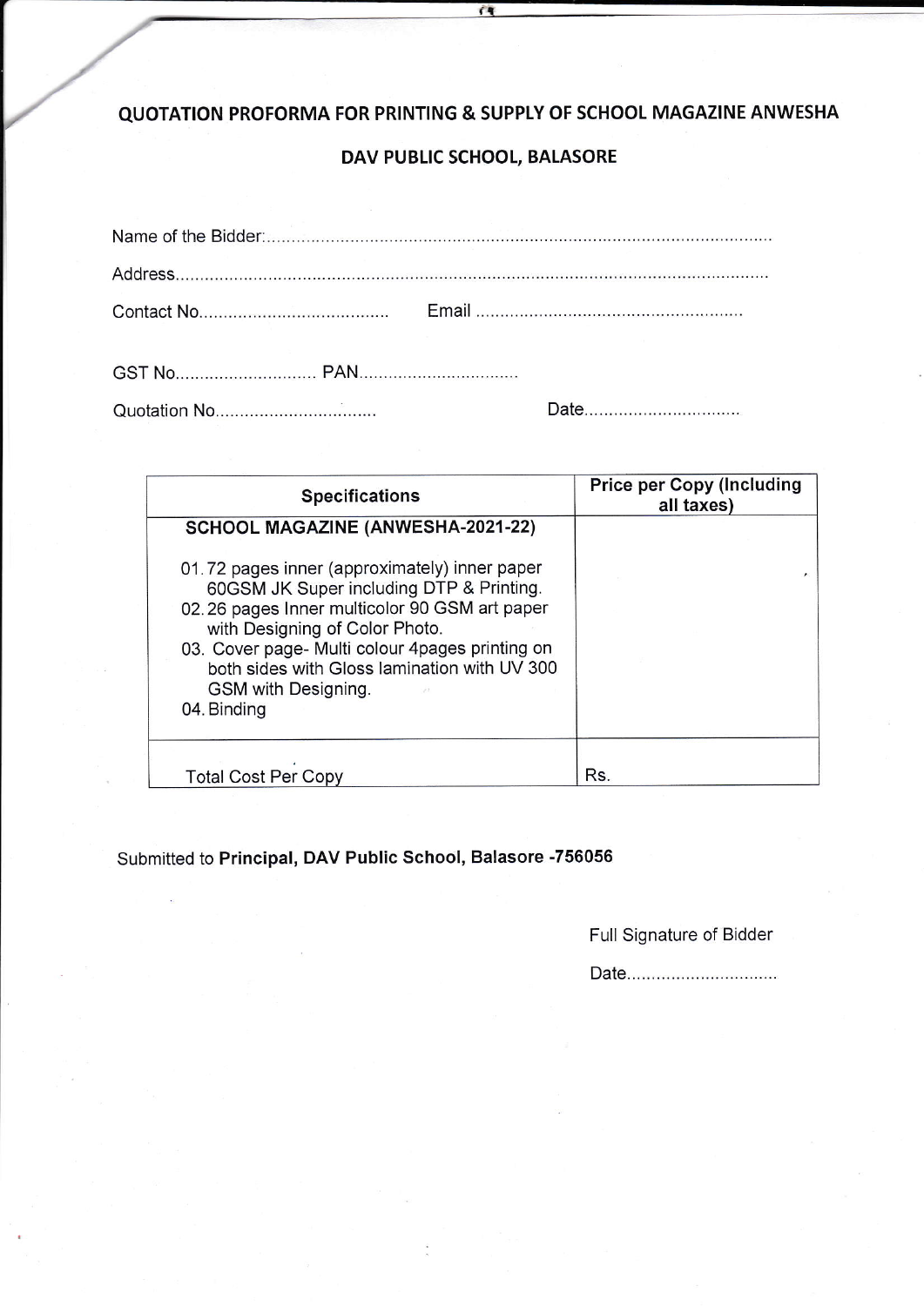## QUOTATION PROFORMA FOR PRINTING & SUPPLY OF SCHOOL MAGAZINE ANWESHA

## DAV PUBLIC SCHOOL, BALASORE

Name of the Bidder:..........................................................................................................

Address..........................................................................................................................

Contact No.......................................     Email .......................................................

GST No............................. PAN.................................

Quotation No.................................     Date................................

| Specifications | Price per Copy (Including all taxes) |
|---|---|
| **SCHOOL MAGAZINE (ANWESHA-2021-22)**<br><br>01. 72 pages inner (approximately) inner paper 60GSM JK Super including DTP & Printing.<br>02. 26 pages Inner multicolor 90 GSM art paper with Designing of Color Photo.<br>03. Cover page- Multi colour 4pages printing on both sides with Gloss lamination with UV 300 GSM with Designing.<br>04. Binding | |
| Total Cost Per Copy | Rs. |

Submitted to **Principal, DAV Public School, Balasore -756056**

Full Signature of Bidder

Date...............................